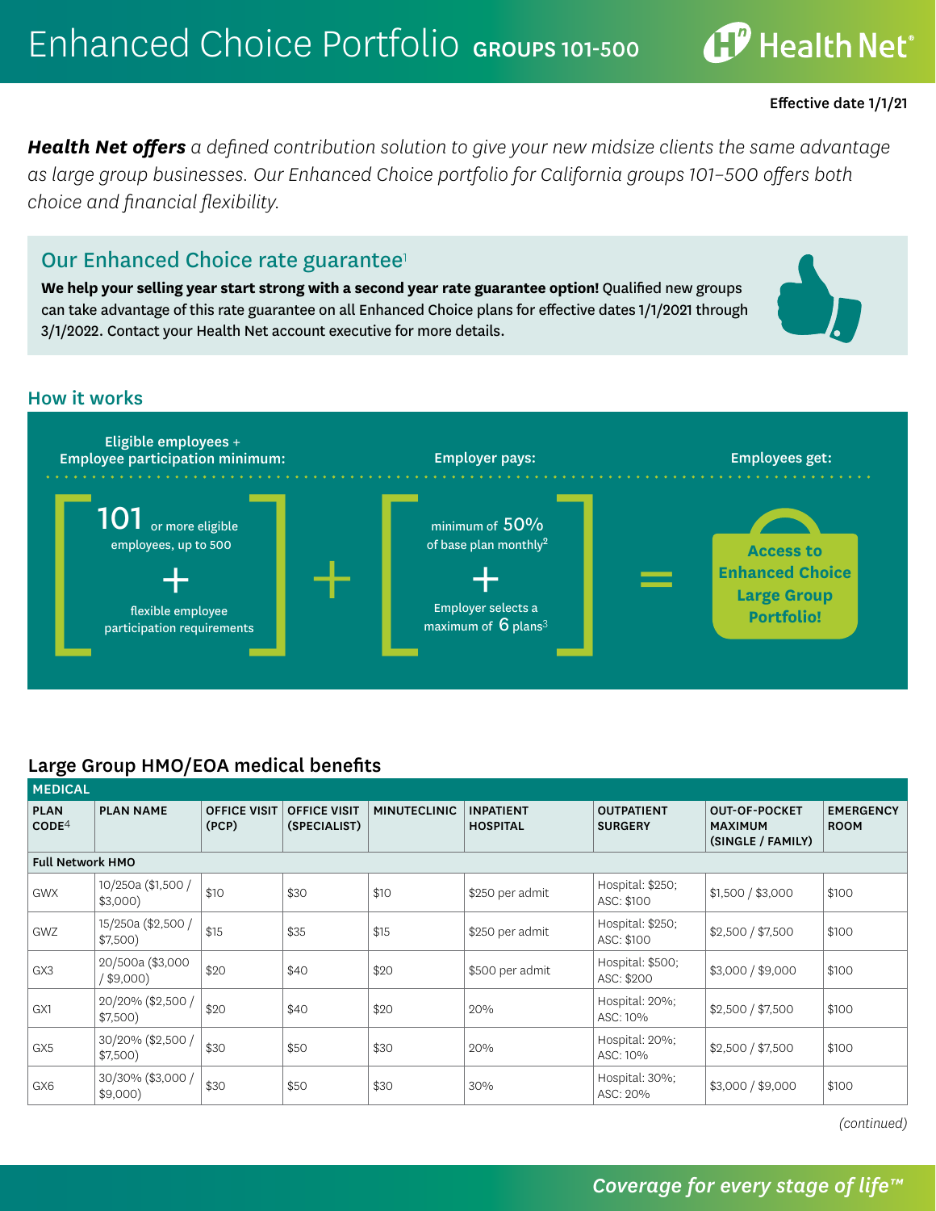# Enhanced Choice Portfolio GROUPS 101-500

Health Net

Effective date 1/1/21

***Health Net offers*** *a defined contribution solution to give your new midsize clients the same advantage as large group businesses. Our Enhanced Choice portfolio for California groups 101–500 offers both choice and financial flexibility.*

## Our Enhanced Choice rate guarantee[1]

**We help your selling year start strong with a second year rate guarantee option!** Qualified new groups can take advantage of this rate guarantee on all Enhanced Choice plans for effective dates 1/1/2021 through 3/1/2022. Contact your Health Net account executive for more details.

## How it works

**Eligible employees + Employee participation minimum:**

[ 101 or more eligible employees, up to 500 + flexible employee participation requirements ]

+

**Employer pays:**

[ minimum of 50% of base plan monthly[2] + Employer selects a maximum of 6 plans[3] ]

=

**Employees get:**

Access to Enhanced Choice Large Group Portfolio!

## Large Group HMO/EOA medical benefits

| MEDICAL | | | | | | | | |
|---|---|---|---|---|---|---|---|---|
| **PLAN CODE**[4] | **PLAN NAME** | **OFFICE VISIT (PCP)** | **OFFICE VISIT (SPECIALIST)** | **MINUTECLINIC** | **INPATIENT HOSPITAL** | **OUTPATIENT SURGERY** | **OUT-OF-POCKET MAXIMUM (SINGLE / FAMILY)** | **EMERGENCY ROOM** |
| **Full Network HMO** | | | | | | | | |
| GWX | 10/250a ($1,500 / $3,000) | $10 | $30 | $10 | $250 per admit | Hospital: $250; ASC: $100 | $1,500 / $3,000 | $100 |
| GWZ | 15/250a ($2,500 / $7,500) | $15 | $35 | $15 | $250 per admit | Hospital: $250; ASC: $100 | $2,500 / $7,500 | $100 |
| GX3 | 20/500a ($3,000 / $9,000) | $20 | $40 | $20 | $500 per admit | Hospital: $500; ASC: $200 | $3,000 / $9,000 | $100 |
| GX1 | 20/20% ($2,500 / $7,500) | $20 | $40 | $20 | 20% | Hospital: 20%; ASC: 10% | $2,500 / $7,500 | $100 |
| GX5 | 30/20% ($2,500 / $7,500) | $30 | $50 | $30 | 20% | Hospital: 20%; ASC: 10% | $2,500 / $7,500 | $100 |
| GX6 | 30/30% ($3,000 / $9,000) | $30 | $50 | $30 | 30% | Hospital: 30%; ASC: 20% | $3,000 / $9,000 | $100 |

*(continued)*

*Coverage for every stage of life™*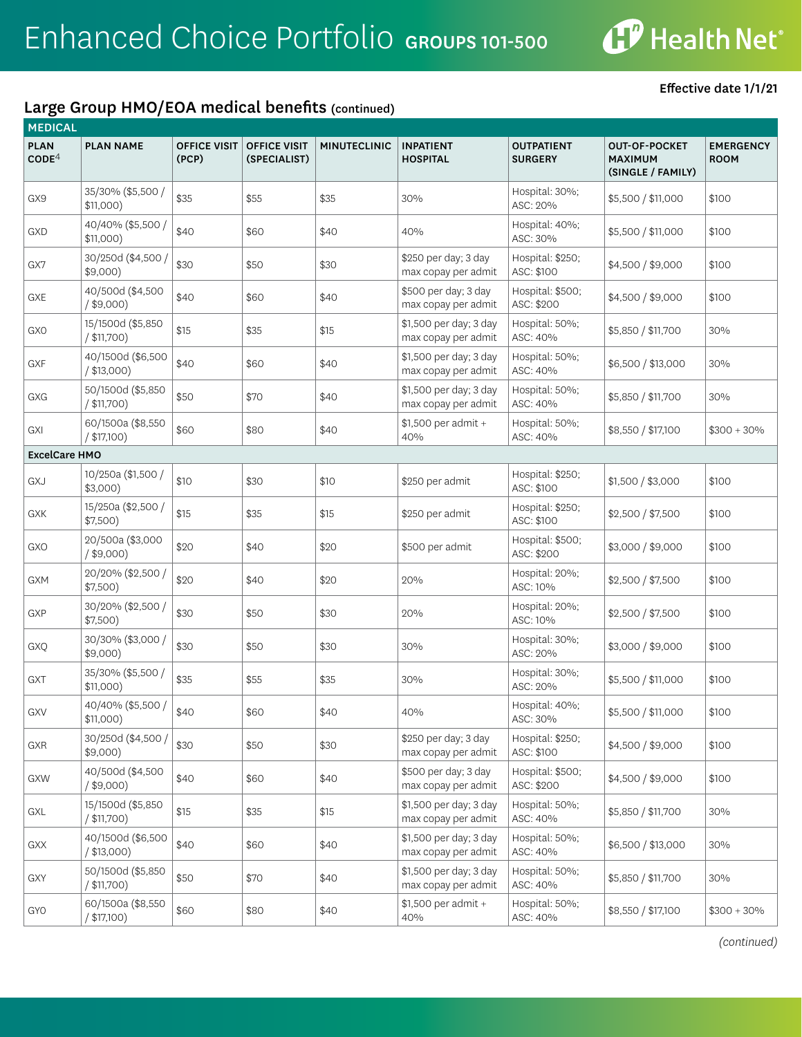# Enhanced Choice Portfolio GROUPS 101-500

Health Net®

**Effective date 1/1/21**

## Large Group HMO/EOA medical benefits (continued)

| MEDICAL | | | | | | | | |
|---|---|---|---|---|---|---|---|---|
| **PLAN CODE[4]** | **PLAN NAME** | **OFFICE VISIT (PCP)** | **OFFICE VISIT (SPECIALIST)** | **MINUTECLINIC** | **INPATIENT HOSPITAL** | **OUTPATIENT SURGERY** | **OUT-OF-POCKET MAXIMUM (SINGLE / FAMILY)** | **EMERGENCY ROOM** |
| GX9 | 35/30% ($5,500 / $11,000) | $35 | $55 | $35 | 30% | Hospital: 30%; ASC: 20% | $5,500 / $11,000 | $100 |
| GXD | 40/40% ($5,500 / $11,000) | $40 | $60 | $40 | 40% | Hospital: 40%; ASC: 30% | $5,500 / $11,000 | $100 |
| GX7 | 30/250d ($4,500 / $9,000) | $30 | $50 | $30 | $250 per day; 3 day max copay per admit | Hospital: $250; ASC: $100 | $4,500 / $9,000 | $100 |
| GXE | 40/500d ($4,500 / $9,000) | $40 | $60 | $40 | $500 per day; 3 day max copay per admit | Hospital: $500; ASC: $200 | $4,500 / $9,000 | $100 |
| GX0 | 15/1500d ($5,850 / $11,700) | $15 | $35 | $15 | $1,500 per day; 3 day max copay per admit | Hospital: 50%; ASC: 40% | $5,850 / $11,700 | 30% |
| GXF | 40/1500d ($6,500 / $13,000) | $40 | $60 | $40 | $1,500 per day; 3 day max copay per admit | Hospital: 50%; ASC: 40% | $6,500 / $13,000 | 30% |
| GXG | 50/1500d ($5,850 / $11,700) | $50 | $70 | $40 | $1,500 per day; 3 day max copay per admit | Hospital: 50%; ASC: 40% | $5,850 / $11,700 | 30% |
| GXI | 60/1500a ($8,550 / $17,100) | $60 | $80 | $40 | $1,500 per admit + 40% | Hospital: 50%; ASC: 40% | $8,550 / $17,100 | $300 + 30% |
| **ExcelCare HMO** | | | | | | | | |
| GXJ | 10/250a ($1,500 / $3,000) | $10 | $30 | $10 | $250 per admit | Hospital: $250; ASC: $100 | $1,500 / $3,000 | $100 |
| GXK | 15/250a ($2,500 / $7,500) | $15 | $35 | $15 | $250 per admit | Hospital: $250; ASC: $100 | $2,500 / $7,500 | $100 |
| GXO | 20/500a ($3,000 / $9,000) | $20 | $40 | $20 | $500 per admit | Hospital: $500; ASC: $200 | $3,000 / $9,000 | $100 |
| GXM | 20/20% ($2,500 / $7,500) | $20 | $40 | $20 | 20% | Hospital: 20%; ASC: 10% | $2,500 / $7,500 | $100 |
| GXP | 30/20% ($2,500 / $7,500) | $30 | $50 | $30 | 20% | Hospital: 20%; ASC: 10% | $2,500 / $7,500 | $100 |
| GXQ | 30/30% ($3,000 / $9,000) | $30 | $50 | $30 | 30% | Hospital: 30%; ASC: 20% | $3,000 / $9,000 | $100 |
| GXT | 35/30% ($5,500 / $11,000) | $35 | $55 | $35 | 30% | Hospital: 30%; ASC: 20% | $5,500 / $11,000 | $100 |
| GXV | 40/40% ($5,500 / $11,000) | $40 | $60 | $40 | 40% | Hospital: 40%; ASC: 30% | $5,500 / $11,000 | $100 |
| GXR | 30/250d ($4,500 / $9,000) | $30 | $50 | $30 | $250 per day; 3 day max copay per admit | Hospital: $250; ASC: $100 | $4,500 / $9,000 | $100 |
| GXW | 40/500d ($4,500 / $9,000) | $40 | $60 | $40 | $500 per day; 3 day max copay per admit | Hospital: $500; ASC: $200 | $4,500 / $9,000 | $100 |
| GXL | 15/1500d ($5,850 / $11,700) | $15 | $35 | $15 | $1,500 per day; 3 day max copay per admit | Hospital: 50%; ASC: 40% | $5,850 / $11,700 | 30% |
| GXX | 40/1500d ($6,500 / $13,000) | $40 | $60 | $40 | $1,500 per day; 3 day max copay per admit | Hospital: 50%; ASC: 40% | $6,500 / $13,000 | 30% |
| GXY | 50/1500d ($5,850 / $11,700) | $50 | $70 | $40 | $1,500 per day; 3 day max copay per admit | Hospital: 50%; ASC: 40% | $5,850 / $11,700 | 30% |
| GY0 | 60/1500a ($8,550 / $17,100) | $60 | $80 | $40 | $1,500 per admit + 40% | Hospital: 50%; ASC: 40% | $8,550 / $17,100 | $300 + 30% |

*(continued)*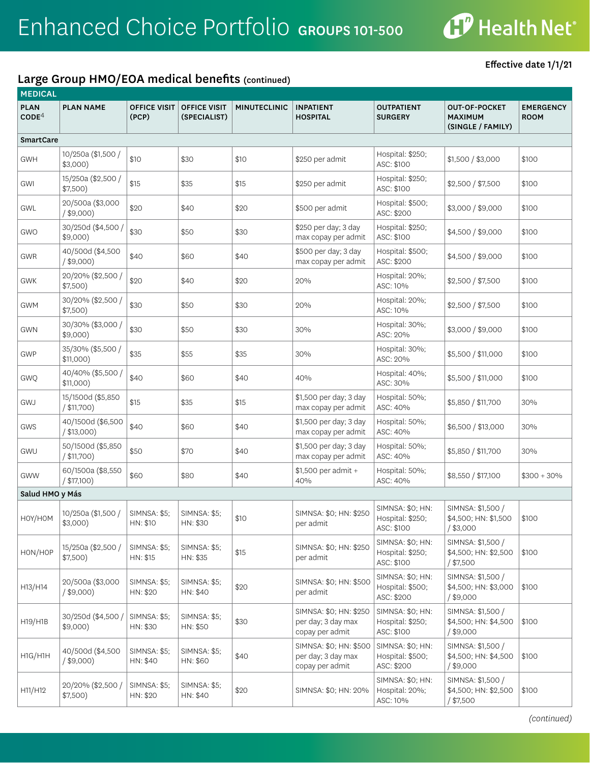# Enhanced Choice Portfolio GROUPS 101-500

Effective date 1/1/21

## Large Group HMO/EOA medical benefits (continued)

| MEDICAL | | | | | | | | |
|---|---|---|---|---|---|---|---|---|
| PLAN CODE[4] | PLAN NAME | OFFICE VISIT (PCP) | OFFICE VISIT (SPECIALIST) | MINUTECLINIC | INPATIENT HOSPITAL | OUTPATIENT SURGERY | OUT-OF-POCKET MAXIMUM (SINGLE / FAMILY) | EMERGENCY ROOM |
| **SmartCare** | | | | | | | | |
| GWH | 10/250a ($1,500 / $3,000) | $10 | $30 | $10 | $250 per admit | Hospital: $250; ASC: $100 | $1,500 / $3,000 | $100 |
| GWI | 15/250a ($2,500 / $7,500) | $15 | $35 | $15 | $250 per admit | Hospital: $250; ASC: $100 | $2,500 / $7,500 | $100 |
| GWL | 20/500a ($3,000 / $9,000) | $20 | $40 | $20 | $500 per admit | Hospital: $500; ASC: $200 | $3,000 / $9,000 | $100 |
| GWO | 30/250d ($4,500 / $9,000) | $30 | $50 | $30 | $250 per day; 3 day max copay per admit | Hospital: $250; ASC: $100 | $4,500 / $9,000 | $100 |
| GWR | 40/500d ($4,500 / $9,000) | $40 | $60 | $40 | $500 per day; 3 day max copay per admit | Hospital: $500; ASC: $200 | $4,500 / $9,000 | $100 |
| GWK | 20/20% ($2,500 / $7,500) | $20 | $40 | $20 | 20% | Hospital: 20%; ASC: 10% | $2,500 / $7,500 | $100 |
| GWM | 30/20% ($2,500 / $7,500) | $30 | $50 | $30 | 20% | Hospital: 20%; ASC: 10% | $2,500 / $7,500 | $100 |
| GWN | 30/30% ($3,000 / $9,000) | $30 | $50 | $30 | 30% | Hospital: 30%; ASC: 20% | $3,000 / $9,000 | $100 |
| GWP | 35/30% ($5,500 / $11,000) | $35 | $55 | $35 | 30% | Hospital: 30%; ASC: 20% | $5,500 / $11,000 | $100 |
| GWQ | 40/40% ($5,500 / $11,000) | $40 | $60 | $40 | 40% | Hospital: 40%; ASC: 30% | $5,500 / $11,000 | $100 |
| GWJ | 15/1500d ($5,850 / $11,700) | $15 | $35 | $15 | $1,500 per day; 3 day max copay per admit | Hospital: 50%; ASC: 40% | $5,850 / $11,700 | 30% |
| GWS | 40/1500d ($6,500 / $13,000) | $40 | $60 | $40 | $1,500 per day; 3 day max copay per admit | Hospital: 50%; ASC: 40% | $6,500 / $13,000 | 30% |
| GWU | 50/1500d ($5,850 / $11,700) | $50 | $70 | $40 | $1,500 per day; 3 day max copay per admit | Hospital: 50%; ASC: 40% | $5,850 / $11,700 | 30% |
| GWW | 60/1500a ($8,550 / $17,100) | $60 | $80 | $40 | $1,500 per admit + 40% | Hospital: 50%; ASC: 40% | $8,550 / $17,100 | $300 + 30% |
| **Salud HMO y Más** | | | | | | | | |
| H0Y/H0M | 10/250a ($1,500 / $3,000) | SIMNSA: $5; HN: $10 | SIMNSA: $5; HN: $30 | $10 | SIMNSA: $0; HN: $250 per admit | SIMNSA: $0; HN: Hospital: $250; ASC: $100 | SIMNSA: $1,500 / $4,500; HN: $1,500 / $3,000 | $100 |
| H0N/H0P | 15/250a ($2,500 / $7,500) | SIMNSA: $5; HN: $15 | SIMNSA: $5; HN: $35 | $15 | SIMNSA: $0; HN: $250 per admit | SIMNSA: $0; HN: Hospital: $250; ASC: $100 | SIMNSA: $1,500 / $4,500; HN: $2,500 / $7,500 | $100 |
| H13/H14 | 20/500a ($3,000 / $9,000) | SIMNSA: $5; HN: $20 | SIMNSA: $5; HN: $40 | $20 | SIMNSA: $0; HN: $500 per admit | SIMNSA: $0; HN: Hospital: $500; ASC: $200 | SIMNSA: $1,500 / $4,500; HN: $3,000 / $9,000 | $100 |
| H19/H1B | 30/250d ($4,500 / $9,000) | SIMNSA: $5; HN: $30 | SIMNSA: $5; HN: $50 | $30 | SIMNSA: $0; HN: $250 per day; 3 day max copay per admit | SIMNSA: $0; HN: Hospital: $250; ASC: $100 | SIMNSA: $1,500 / $4,500; HN: $4,500 / $9,000 | $100 |
| H1G/H1H | 40/500d ($4,500 / $9,000) | SIMNSA: $5; HN: $40 | SIMNSA: $5; HN: $60 | $40 | SIMNSA: $0; HN: $500 per day; 3 day max copay per admit | SIMNSA: $0; HN: Hospital: $500; ASC: $200 | SIMNSA: $1,500 / $4,500; HN: $4,500 / $9,000 | $100 |
| H11/H12 | 20/20% ($2,500 / $7,500) | SIMNSA: $5; HN: $20 | SIMNSA: $5; HN: $40 | $20 | SIMNSA: $0; HN: 20% | SIMNSA: $0; HN: Hospital: 20%; ASC: 10% | SIMNSA: $1,500 / $4,500; HN: $2,500 / $7,500 | $100 |

*(continued)*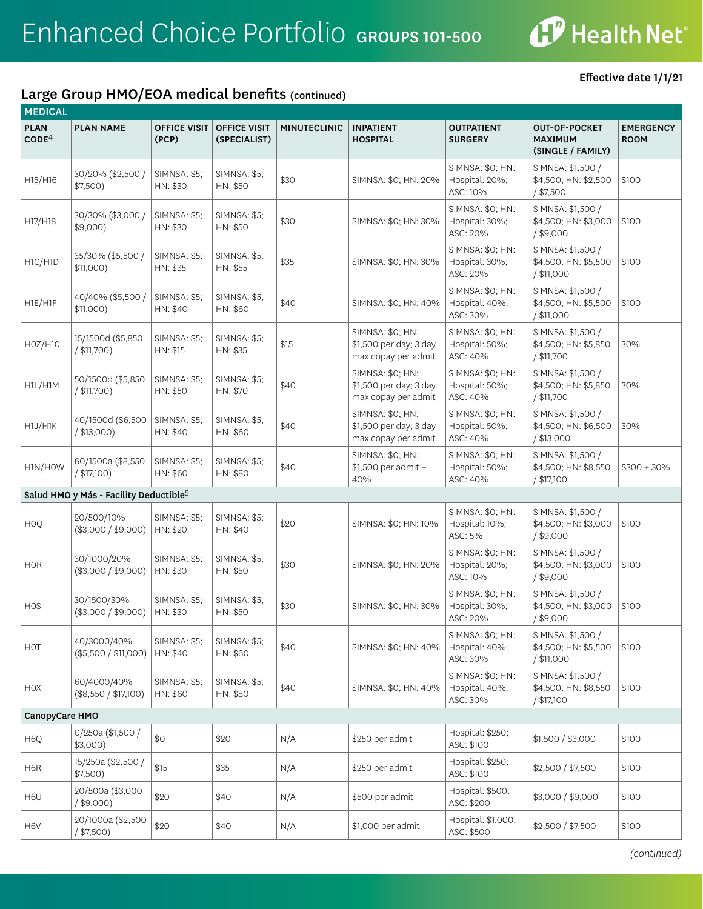# Enhanced Choice Portfolio GROUPS 101-500

Effective date 1/1/21

## Large Group HMO/EOA medical benefits (continued)

| MEDICAL | | | | | | | | |
|---|---|---|---|---|---|---|---|---|
| PLAN CODE[4] | PLAN NAME | OFFICE VISIT (PCP) | OFFICE VISIT (SPECIALIST) | MINUTECLINIC | INPATIENT HOSPITAL | OUTPATIENT SURGERY | OUT-OF-POCKET MAXIMUM (SINGLE / FAMILY) | EMERGENCY ROOM |
| H15/H16 | 30/20% ($2,500 / $7,500) | SIMNSA: $5; HN: $30 | SIMNSA: $5; HN: $50 | $30 | SIMNSA: $0; HN: 20% | SIMNSA: $0; HN: Hospital: 20%; ASC: 10% | SIMNSA: $1,500 / $4,500; HN: $2,500 / $7,500 | $100 |
| H17/H18 | 30/30% ($3,000 / $9,000) | SIMNSA: $5; HN: $30 | SIMNSA: $5; HN: $50 | $30 | SIMNSA: $0; HN: 30% | SIMNSA: $0; HN: Hospital: 30%; ASC: 20% | SIMNSA: $1,500 / $4,500; HN: $3,000 / $9,000 | $100 |
| H1C/H1D | 35/30% ($5,500 / $11,000) | SIMNSA: $5; HN: $35 | SIMNSA: $5; HN: $55 | $35 | SIMNSA: $0; HN: 30% | SIMNSA: $0; HN: Hospital: 30%; ASC: 20% | SIMNSA: $1,500 / $4,500; HN: $5,500 / $11,000 | $100 |
| H1E/H1F | 40/40% ($5,500 / $11,000) | SIMNSA: $5; HN: $40 | SIMNSA: $5; HN: $60 | $40 | SIMNSA: $0; HN: 40% | SIMNSA: $0; HN: Hospital: 40%; ASC: 30% | SIMNSA: $1,500 / $4,500; HN: $5,500 / $11,000 | $100 |
| H0Z/H10 | 15/1500d ($5,850 / $11,700) | SIMNSA: $5; HN: $15 | SIMNSA: $5; HN: $35 | $15 | SIMNSA: $0; HN: $1,500 per day; 3 day max copay per admit | SIMNSA: $0; HN: Hospital: 50%; ASC: 40% | SIMNSA: $1,500 / $4,500; HN: $5,850 / $11,700 | 30% |
| H1L/H1M | 50/1500d ($5,850 / $11,700) | SIMNSA: $5; HN: $50 | SIMNSA: $5; HN: $70 | $40 | SIMNSA: $0; HN: $1,500 per day; 3 day max copay per admit | SIMNSA: $0; HN: Hospital: 50%; ASC: 40% | SIMNSA: $1,500 / $4,500; HN: $5,850 / $11,700 | 30% |
| H1J/H1K | 40/1500d ($6,500 / $13,000) | SIMNSA: $5; HN: $40 | SIMNSA: $5; HN: $60 | $40 | SIMNSA: $0; HN: $1,500 per day; 3 day max copay per admit | SIMNSA: $0; HN: Hospital: 50%; ASC: 40% | SIMNSA: $1,500 / $4,500; HN: $6,500 / $13,000 | 30% |
| H1N/H0W | 60/1500a ($8,550 / $17,100) | SIMNSA: $5; HN: $60 | SIMNSA: $5; HN: $80 | $40 | SIMNSA: $0; HN: $1,500 per admit + 40% | SIMNSA: $0; HN: Hospital: 50%; ASC: 40% | SIMNSA: $1,500 / $4,500; HN: $8,550 / $17,100 | $300 + 30% |
| **Salud HMO y Más - Facility Deductible[5]** | | | | | | | | |
| H0Q | 20/500/10% ($3,000 / $9,000) | SIMNSA: $5; HN: $20 | SIMNSA: $5; HN: $40 | $20 | SIMNSA: $0; HN: 10% | SIMNSA: $0; HN: Hospital: 10%; ASC: 5% | SIMNSA: $1,500 / $4,500; HN: $3,000 / $9,000 | $100 |
| H0R | 30/1000/20% ($3,000 / $9,000) | SIMNSA: $5; HN: $30 | SIMNSA: $5; HN: $50 | $30 | SIMNSA: $0; HN: 20% | SIMNSA: $0; HN: Hospital: 20%; ASC: 10% | SIMNSA: $1,500 / $4,500; HN: $3,000 / $9,000 | $100 |
| H0S | 30/1500/30% ($3,000 / $9,000) | SIMNSA: $5; HN: $30 | SIMNSA: $5; HN: $50 | $30 | SIMNSA: $0; HN: 30% | SIMNSA: $0; HN: Hospital: 30%; ASC: 20% | SIMNSA: $1,500 / $4,500; HN: $3,000 / $9,000 | $100 |
| H0T | 40/3000/40% ($5,500 / $11,000) | SIMNSA: $5; HN: $40 | SIMNSA: $5; HN: $60 | $40 | SIMNSA: $0; HN: 40% | SIMNSA: $0; HN: Hospital: 40%; ASC: 30% | SIMNSA: $1,500 / $4,500; HN: $5,500 / $11,000 | $100 |
| H0X | 60/4000/40% ($8,550 / $17,100) | SIMNSA: $5; HN: $60 | SIMNSA: $5; HN: $80 | $40 | SIMNSA: $0; HN: 40% | SIMNSA: $0; HN: Hospital: 40%; ASC: 30% | SIMNSA: $1,500 / $4,500; HN: $8,550 / $17,100 | $100 |
| **CanopyCare HMO** | | | | | | | | |
| H6Q | 0/250a ($1,500 / $3,000) | $0 | $20 | N/A | $250 per admit | Hospital: $250; ASC: $100 | $1,500 / $3,000 | $100 |
| H6R | 15/250a ($2,500 / $7,500) | $15 | $35 | N/A | $250 per admit | Hospital: $250; ASC: $100 | $2,500 / $7,500 | $100 |
| H6U | 20/500a ($3,000 / $9,000) | $20 | $40 | N/A | $500 per admit | Hospital: $500; ASC: $200 | $3,000 / $9,000 | $100 |
| H6V | 20/1000a ($2,500 / $7,500) | $20 | $40 | N/A | $1,000 per admit | Hospital: $1,000; ASC: $500 | $2,500 / $7,500 | $100 |

*(continued)*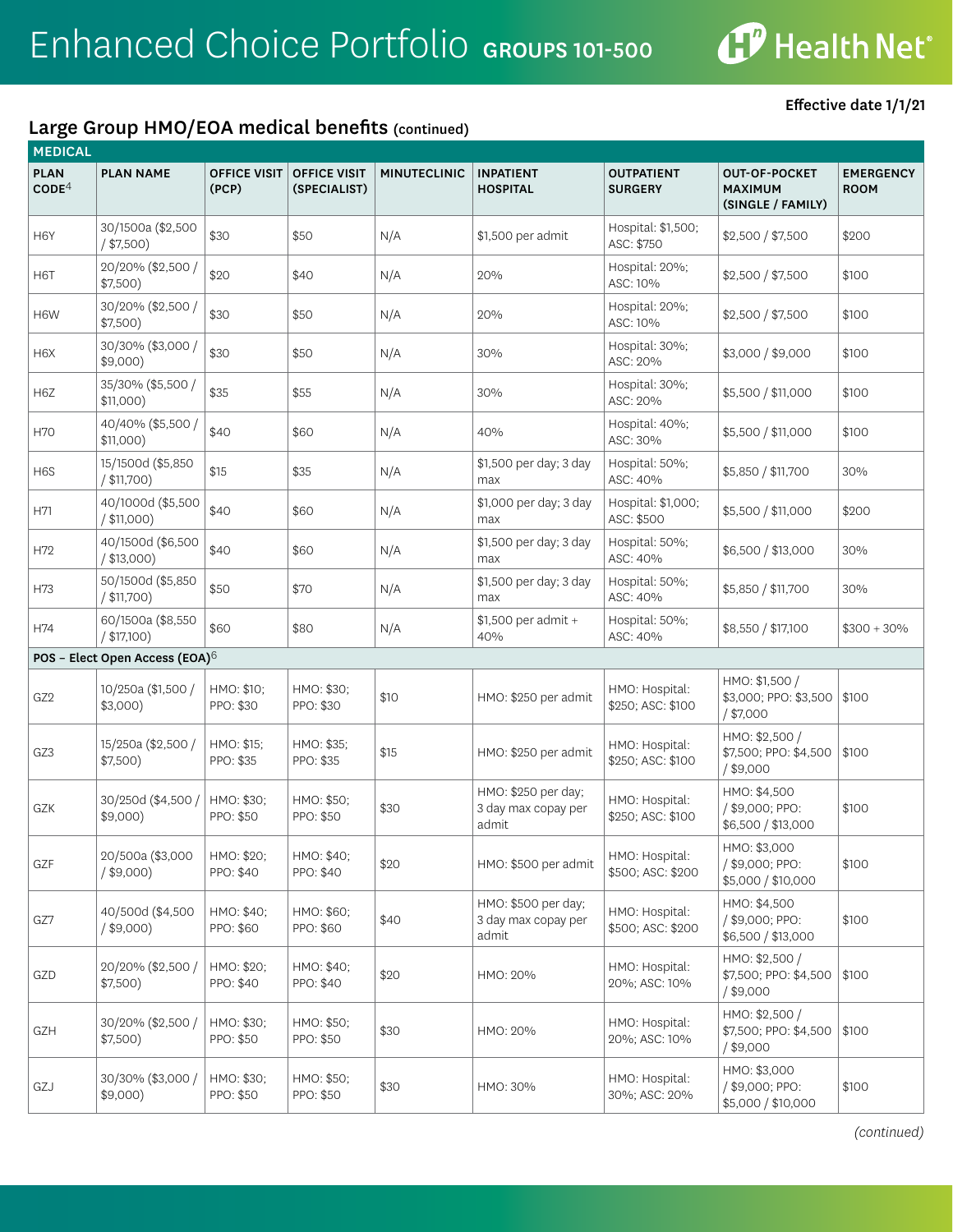# Enhanced Choice Portfolio GROUPS 101-500

Effective date 1/1/21

## Large Group HMO/EOA medical benefits (continued)

| MEDICAL | | | | | | | | |
|---|---|---|---|---|---|---|---|---|
| PLAN CODE[4] | PLAN NAME | OFFICE VISIT (PCP) | OFFICE VISIT (SPECIALIST) | MINUTECLINIC | INPATIENT HOSPITAL | OUTPATIENT SURGERY | OUT-OF-POCKET MAXIMUM (SINGLE / FAMILY) | EMERGENCY ROOM |
| H6Y | 30/1500a ($2,500 / $7,500) | $30 | $50 | N/A | $1,500 per admit | Hospital: $1,500; ASC: $750 | $2,500 / $7,500 | $200 |
| H6T | 20/20% ($2,500 / $7,500) | $20 | $40 | N/A | 20% | Hospital: 20%; ASC: 10% | $2,500 / $7,500 | $100 |
| H6W | 30/20% ($2,500 / $7,500) | $30 | $50 | N/A | 20% | Hospital: 20%; ASC: 10% | $2,500 / $7,500 | $100 |
| H6X | 30/30% ($3,000 / $9,000) | $30 | $50 | N/A | 30% | Hospital: 30%; ASC: 20% | $3,000 / $9,000 | $100 |
| H6Z | 35/30% ($5,500 / $11,000) | $35 | $55 | N/A | 30% | Hospital: 30%; ASC: 20% | $5,500 / $11,000 | $100 |
| H70 | 40/40% ($5,500 / $11,000) | $40 | $60 | N/A | 40% | Hospital: 40%; ASC: 30% | $5,500 / $11,000 | $100 |
| H6S | 15/1500d ($5,850 / $11,700) | $15 | $35 | N/A | $1,500 per day; 3 day max | Hospital: 50%; ASC: 40% | $5,850 / $11,700 | 30% |
| H71 | 40/1000d ($5,500 / $11,000) | $40 | $60 | N/A | $1,000 per day; 3 day max | Hospital: $1,000; ASC: $500 | $5,500 / $11,000 | $200 |
| H72 | 40/1500d ($6,500 / $13,000) | $40 | $60 | N/A | $1,500 per day; 3 day max | Hospital: 50%; ASC: 40% | $6,500 / $13,000 | 30% |
| H73 | 50/1500d ($5,850 / $11,700) | $50 | $70 | N/A | $1,500 per day; 3 day max | Hospital: 50%; ASC: 40% | $5,850 / $11,700 | 30% |
| H74 | 60/1500a ($8,550 / $17,100) | $60 | $80 | N/A | $1,500 per admit + 40% | Hospital: 50%; ASC: 40% | $8,550 / $17,100 | $300 + 30% |
| **POS – Elect Open Access (EOA)[6]** | | | | | | | | |
| GZ2 | 10/250a ($1,500 / $3,000) | HMO: $10; PPO: $30 | HMO: $30; PPO: $30 | $10 | HMO: $250 per admit | HMO: Hospital: $250; ASC: $100 | HMO: $1,500 / $3,000; PPO: $3,500 / $7,000 | $100 |
| GZ3 | 15/250a ($2,500 / $7,500) | HMO: $15; PPO: $35 | HMO: $35; PPO: $35 | $15 | HMO: $250 per admit | HMO: Hospital: $250; ASC: $100 | HMO: $2,500 / $7,500; PPO: $4,500 / $9,000 | $100 |
| GZK | 30/250d ($4,500 / $9,000) | HMO: $30; PPO: $50 | HMO: $50; PPO: $50 | $30 | HMO: $250 per day; 3 day max copay per admit | HMO: Hospital: $250; ASC: $100 | HMO: $4,500 / $9,000; PPO: $6,500 / $13,000 | $100 |
| GZF | 20/500a ($3,000 / $9,000) | HMO: $20; PPO: $40 | HMO: $40; PPO: $40 | $20 | HMO: $500 per admit | HMO: Hospital: $500; ASC: $200 | HMO: $3,000 / $9,000; PPO: $5,000 / $10,000 | $100 |
| GZ7 | 40/500d ($4,500 / $9,000) | HMO: $40; PPO: $60 | HMO: $60; PPO: $60 | $40 | HMO: $500 per day; 3 day max copay per admit | HMO: Hospital: $500; ASC: $200 | HMO: $4,500 / $9,000; PPO: $6,500 / $13,000 | $100 |
| GZD | 20/20% ($2,500 / $7,500) | HMO: $20; PPO: $40 | HMO: $40; PPO: $40 | $20 | HMO: 20% | HMO: Hospital: 20%; ASC: 10% | HMO: $2,500 / $7,500; PPO: $4,500 / $9,000 | $100 |
| GZH | 30/20% ($2,500 / $7,500) | HMO: $30; PPO: $50 | HMO: $50; PPO: $50 | $30 | HMO: 20% | HMO: Hospital: 20%; ASC: 10% | HMO: $2,500 / $7,500; PPO: $4,500 / $9,000 | $100 |
| GZJ | 30/30% ($3,000 / $9,000) | HMO: $30; PPO: $50 | HMO: $50; PPO: $50 | $30 | HMO: 30% | HMO: Hospital: 30%; ASC: 20% | HMO: $3,000 / $9,000; PPO: $5,000 / $10,000 | $100 |

*(continued)*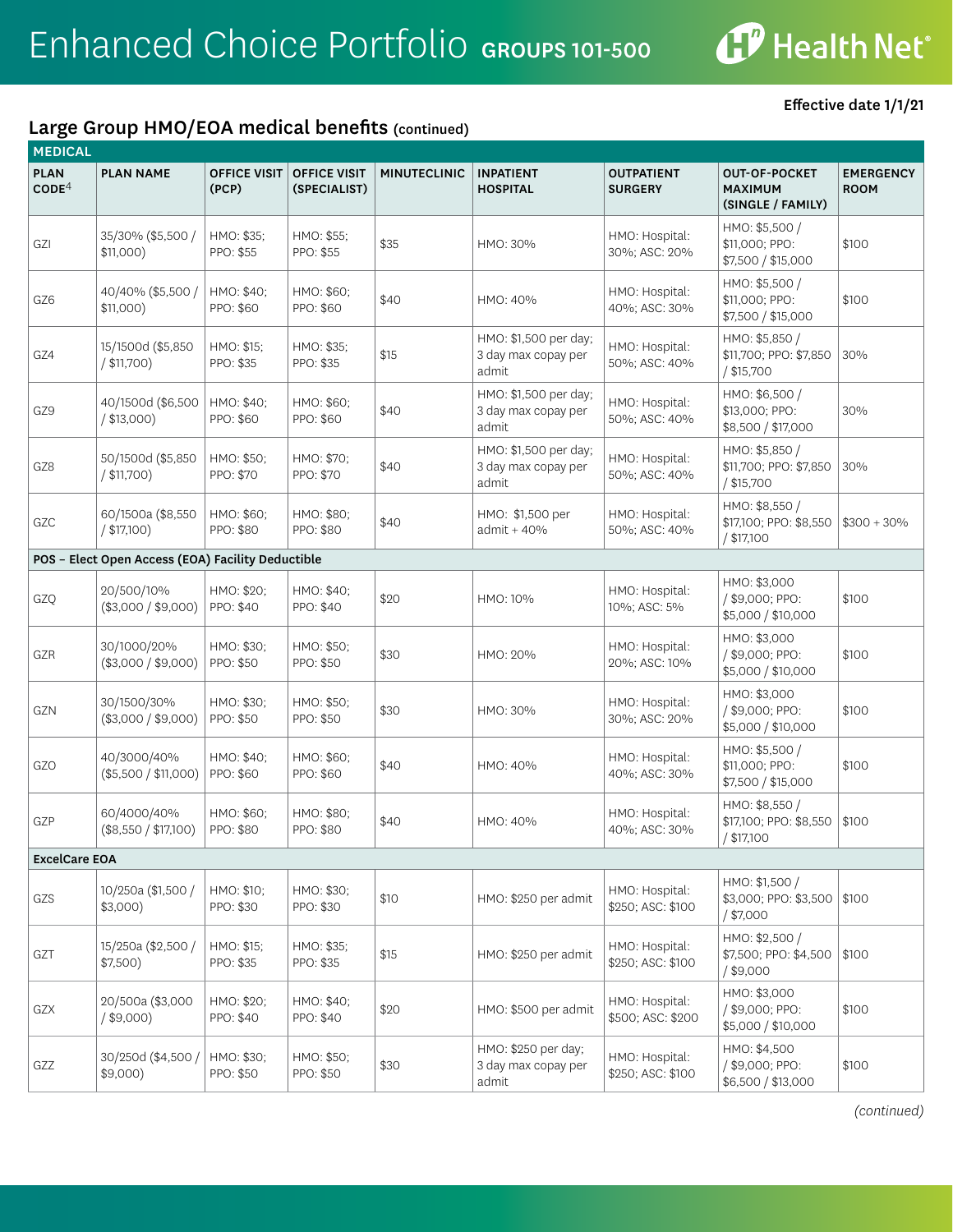# Enhanced Choice Portfolio GROUPS 101-500

Effective date 1/1/21

## Large Group HMO/EOA medical benefits (continued)

| MEDICAL | | | | | | | | |
|---|---|---|---|---|---|---|---|---|
| PLAN CODE[4] | PLAN NAME | OFFICE VISIT (PCP) | OFFICE VISIT (SPECIALIST) | MINUTECLINIC | INPATIENT HOSPITAL | OUTPATIENT SURGERY | OUT-OF-POCKET MAXIMUM (SINGLE / FAMILY) | EMERGENCY ROOM |
| GZI | 35/30% ($5,500 / $11,000) | HMO: $35; PPO: $55 | HMO: $55; PPO: $55 | $35 | HMO: 30% | HMO: Hospital: 30%; ASC: 20% | HMO: $5,500 / $11,000; PPO: $7,500 / $15,000 | $100 |
| GZ6 | 40/40% ($5,500 / $11,000) | HMO: $40; PPO: $60 | HMO: $60; PPO: $60 | $40 | HMO: 40% | HMO: Hospital: 40%; ASC: 30% | HMO: $5,500 / $11,000; PPO: $7,500 / $15,000 | $100 |
| GZ4 | 15/1500d ($5,850 / $11,700) | HMO: $15; PPO: $35 | HMO: $35; PPO: $35 | $15 | HMO: $1,500 per day; 3 day max copay per admit | HMO: Hospital: 50%; ASC: 40% | HMO: $5,850 / $11,700; PPO: $7,850 / $15,700 | 30% |
| GZ9 | 40/1500d ($6,500 / $13,000) | HMO: $40; PPO: $60 | HMO: $60; PPO: $60 | $40 | HMO: $1,500 per day; 3 day max copay per admit | HMO: Hospital: 50%; ASC: 40% | HMO: $6,500 / $13,000; PPO: $8,500 / $17,000 | 30% |
| GZ8 | 50/1500d ($5,850 / $11,700) | HMO: $50; PPO: $70 | HMO: $70; PPO: $70 | $40 | HMO: $1,500 per day; 3 day max copay per admit | HMO: Hospital: 50%; ASC: 40% | HMO: $5,850 / $11,700; PPO: $7,850 / $15,700 | 30% |
| GZC | 60/1500a ($8,550 / $17,100) | HMO: $60; PPO: $80 | HMO: $80; PPO: $80 | $40 | HMO: $1,500 per admit + 40% | HMO: Hospital: 50%; ASC: 40% | HMO: $8,550 / $17,100; PPO: $8,550 / $17,100 | $300 + 30% |
| **POS – Elect Open Access (EOA) Facility Deductible** | | | | | | | | |
| GZQ | 20/500/10% ($3,000 / $9,000) | HMO: $20; PPO: $40 | HMO: $40; PPO: $40 | $20 | HMO: 10% | HMO: Hospital: 10%; ASC: 5% | HMO: $3,000 / $9,000; PPO: $5,000 / $10,000 | $100 |
| GZR | 30/1000/20% ($3,000 / $9,000) | HMO: $30; PPO: $50 | HMO: $50; PPO: $50 | $30 | HMO: 20% | HMO: Hospital: 20%; ASC: 10% | HMO: $3,000 / $9,000; PPO: $5,000 / $10,000 | $100 |
| GZN | 30/1500/30% ($3,000 / $9,000) | HMO: $30; PPO: $50 | HMO: $50; PPO: $50 | $30 | HMO: 30% | HMO: Hospital: 30%; ASC: 20% | HMO: $3,000 / $9,000; PPO: $5,000 / $10,000 | $100 |
| GZO | 40/3000/40% ($5,500 / $11,000) | HMO: $40; PPO: $60 | HMO: $60; PPO: $60 | $40 | HMO: 40% | HMO: Hospital: 40%; ASC: 30% | HMO: $5,500 / $11,000; PPO: $7,500 / $15,000 | $100 |
| GZP | 60/4000/40% ($8,550 / $17,100) | HMO: $60; PPO: $80 | HMO: $80; PPO: $80 | $40 | HMO: 40% | HMO: Hospital: 40%; ASC: 30% | HMO: $8,550 / $17,100; PPO: $8,550 / $17,100 | $100 |
| **ExcelCare EOA** | | | | | | | | |
| GZS | 10/250a ($1,500 / $3,000) | HMO: $10; PPO: $30 | HMO: $30; PPO: $30 | $10 | HMO: $250 per admit | HMO: Hospital: $250; ASC: $100 | HMO: $1,500 / $3,000; PPO: $3,500 / $7,000 | $100 |
| GZT | 15/250a ($2,500 / $7,500) | HMO: $15; PPO: $35 | HMO: $35; PPO: $35 | $15 | HMO: $250 per admit | HMO: Hospital: $250; ASC: $100 | HMO: $2,500 / $7,500; PPO: $4,500 / $9,000 | $100 |
| GZX | 20/500a ($3,000 / $9,000) | HMO: $20; PPO: $40 | HMO: $40; PPO: $40 | $20 | HMO: $500 per admit | HMO: Hospital: $500; ASC: $200 | HMO: $3,000 / $9,000; PPO: $5,000 / $10,000 | $100 |
| GZZ | 30/250d ($4,500 / $9,000) | HMO: $30; PPO: $50 | HMO: $50; PPO: $50 | $30 | HMO: $250 per day; 3 day max copay per admit | HMO: Hospital: $250; ASC: $100 | HMO: $4,500 / $9,000; PPO: $6,500 / $13,000 | $100 |

*(continued)*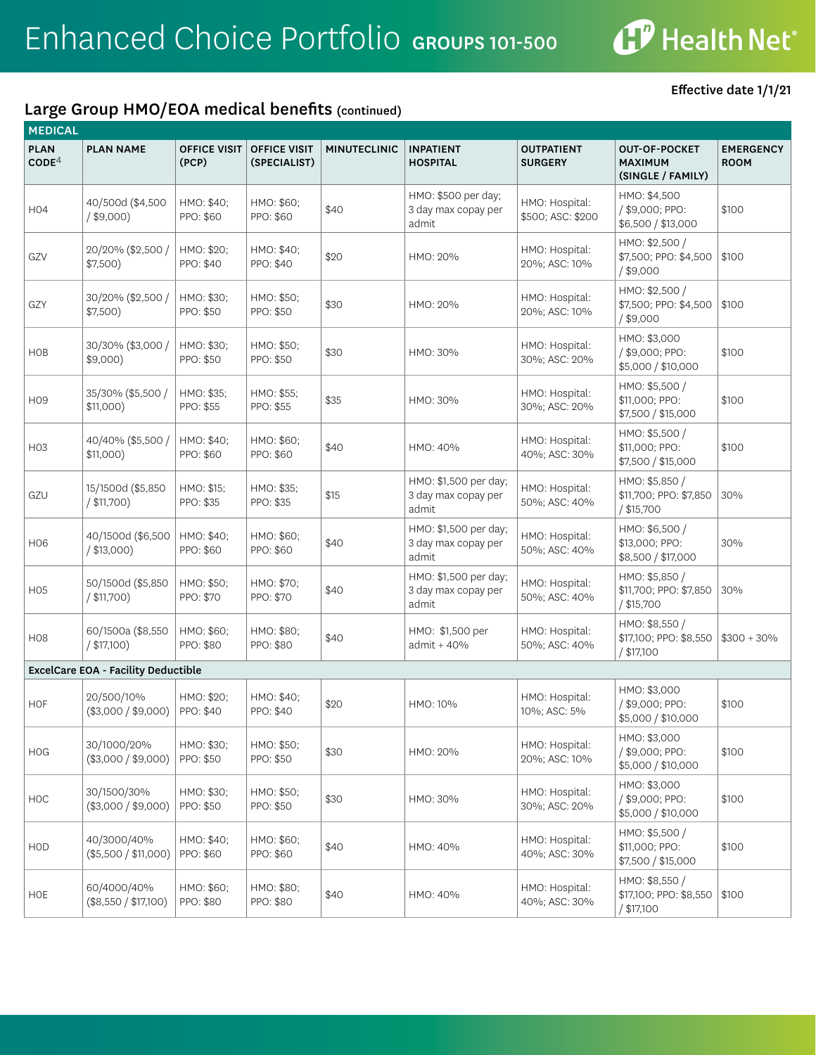# Enhanced Choice Portfolio GROUPS 101-500

Effective date 1/1/21

## Large Group HMO/EOA medical benefits (continued)

| MEDICAL | | | | | | | | |
|---|---|---|---|---|---|---|---|---|
| PLAN CODE[4] | PLAN NAME | OFFICE VISIT (PCP) | OFFICE VISIT (SPECIALIST) | MINUTECLINIC | INPATIENT HOSPITAL | OUTPATIENT SURGERY | OUT-OF-POCKET MAXIMUM (SINGLE / FAMILY) | EMERGENCY ROOM |
| H04 | 40/500d ($4,500 / $9,000) | HMO: $40; PPO: $60 | HMO: $60; PPO: $60 | $40 | HMO: $500 per day; 3 day max copay per admit | HMO: Hospital: $500; ASC: $200 | HMO: $4,500 / $9,000; PPO: $6,500 / $13,000 | $100 |
| GZV | 20/20% ($2,500 / $7,500) | HMO: $20; PPO: $40 | HMO: $40; PPO: $40 | $20 | HMO: 20% | HMO: Hospital: 20%; ASC: 10% | HMO: $2,500 / $7,500; PPO: $4,500 / $9,000 | $100 |
| GZY | 30/20% ($2,500 / $7,500) | HMO: $30; PPO: $50 | HMO: $50; PPO: $50 | $30 | HMO: 20% | HMO: Hospital: 20%; ASC: 10% | HMO: $2,500 / $7,500; PPO: $4,500 / $9,000 | $100 |
| H0B | 30/30% ($3,000 / $9,000) | HMO: $30; PPO: $50 | HMO: $50; PPO: $50 | $30 | HMO: 30% | HMO: Hospital: 30%; ASC: 20% | HMO: $3,000 / $9,000; PPO: $5,000 / $10,000 | $100 |
| H09 | 35/30% ($5,500 / $11,000) | HMO: $35; PPO: $55 | HMO: $55; PPO: $55 | $35 | HMO: 30% | HMO: Hospital: 30%; ASC: 20% | HMO: $5,500 / $11,000; PPO: $7,500 / $15,000 | $100 |
| H03 | 40/40% ($5,500 / $11,000) | HMO: $40; PPO: $60 | HMO: $60; PPO: $60 | $40 | HMO: 40% | HMO: Hospital: 40%; ASC: 30% | HMO: $5,500 / $11,000; PPO: $7,500 / $15,000 | $100 |
| GZU | 15/1500d ($5,850 / $11,700) | HMO: $15; PPO: $35 | HMO: $35; PPO: $35 | $15 | HMO: $1,500 per day; 3 day max copay per admit | HMO: Hospital: 50%; ASC: 40% | HMO: $5,850 / $11,700; PPO: $7,850 / $15,700 | 30% |
| H06 | 40/1500d ($6,500 / $13,000) | HMO: $40; PPO: $60 | HMO: $60; PPO: $60 | $40 | HMO: $1,500 per day; 3 day max copay per admit | HMO: Hospital: 50%; ASC: 40% | HMO: $6,500 / $13,000; PPO: $8,500 / $17,000 | 30% |
| H05 | 50/1500d ($5,850 / $11,700) | HMO: $50; PPO: $70 | HMO: $70; PPO: $70 | $40 | HMO: $1,500 per day; 3 day max copay per admit | HMO: Hospital: 50%; ASC: 40% | HMO: $5,850 / $11,700; PPO: $7,850 / $15,700 | 30% |
| H08 | 60/1500a ($8,550 / $17,100) | HMO: $60; PPO: $80 | HMO: $80; PPO: $80 | $40 | HMO: $1,500 per admit + 40% | HMO: Hospital: 50%; ASC: 40% | HMO: $8,550 / $17,100; PPO: $8,550 / $17,100 | $300 + 30% |
| **ExcelCare EOA - Facility Deductible** | | | | | | | | |
| H0F | 20/500/10% ($3,000 / $9,000) | HMO: $20; PPO: $40 | HMO: $40; PPO: $40 | $20 | HMO: 10% | HMO: Hospital: 10%; ASC: 5% | HMO: $3,000 / $9,000; PPO: $5,000 / $10,000 | $100 |
| H0G | 30/1000/20% ($3,000 / $9,000) | HMO: $30; PPO: $50 | HMO: $50; PPO: $50 | $30 | HMO: 20% | HMO: Hospital: 20%; ASC: 10% | HMO: $3,000 / $9,000; PPO: $5,000 / $10,000 | $100 |
| H0C | 30/1500/30% ($3,000 / $9,000) | HMO: $30; PPO: $50 | HMO: $50; PPO: $50 | $30 | HMO: 30% | HMO: Hospital: 30%; ASC: 20% | HMO: $3,000 / $9,000; PPO: $5,000 / $10,000 | $100 |
| H0D | 40/3000/40% ($5,500 / $11,000) | HMO: $40; PPO: $60 | HMO: $60; PPO: $60 | $40 | HMO: 40% | HMO: Hospital: 40%; ASC: 30% | HMO: $5,500 / $11,000; PPO: $7,500 / $15,000 | $100 |
| H0E | 60/4000/40% ($8,550 / $17,100) | HMO: $60; PPO: $80 | HMO: $80; PPO: $80 | $40 | HMO: 40% | HMO: Hospital: 40%; ASC: 30% | HMO: $8,550 / $17,100; PPO: $8,550 / $17,100 | $100 |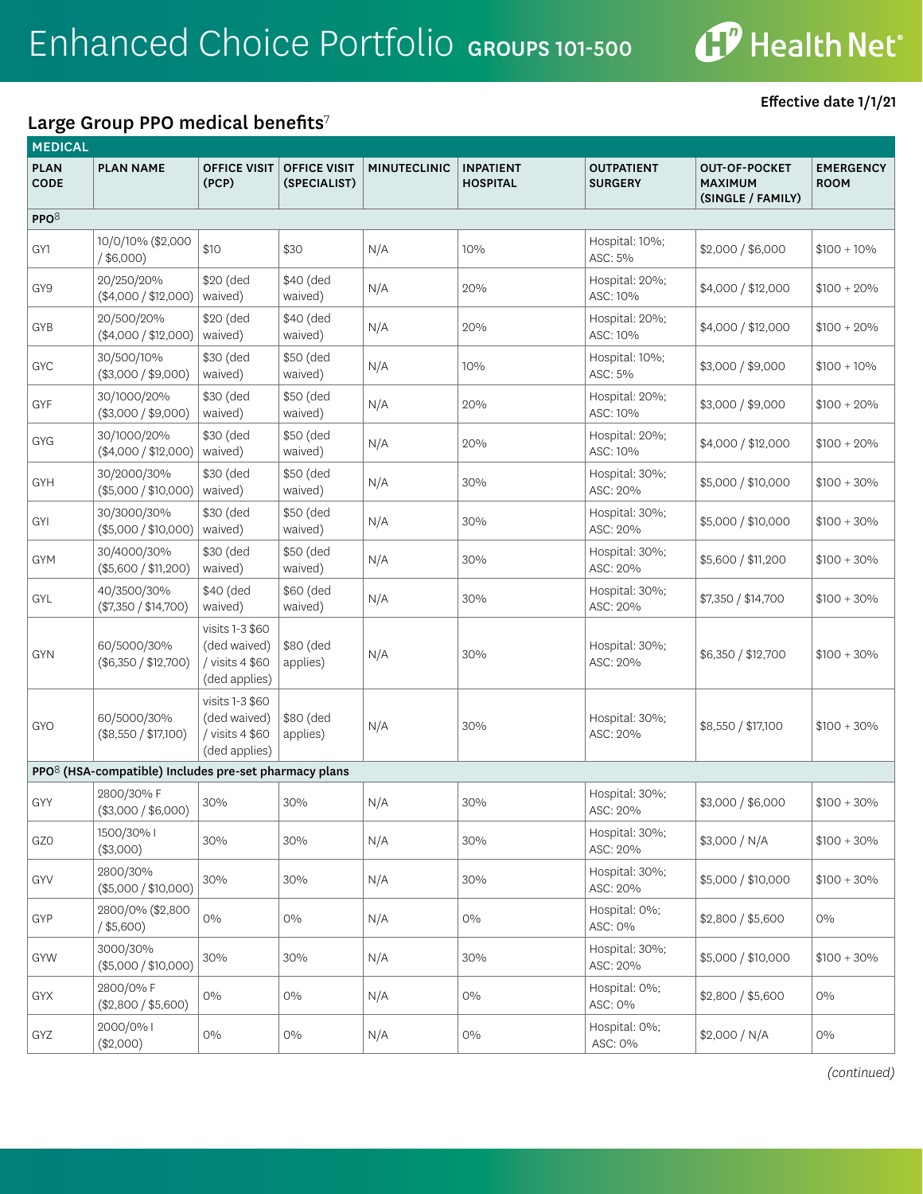# Enhanced Choice Portfolio GROUPS 101-500

Health Net

**Effective date 1/1/21**

## Large Group PPO medical benefits[7]

| MEDICAL | | | | | | | | |
|---|---|---|---|---|---|---|---|---|
| **PLAN CODE** | **PLAN NAME** | **OFFICE VISIT (PCP)** | **OFFICE VISIT (SPECIALIST)** | **MINUTECLINIC** | **INPATIENT HOSPITAL** | **OUTPATIENT SURGERY** | **OUT-OF-POCKET MAXIMUM (SINGLE / FAMILY)** | **EMERGENCY ROOM** |
| **PPO[8]** | | | | | | | | |
| GY1 | 10/0/10% ($2,000 / $6,000) | $10 | $30 | N/A | 10% | Hospital: 10%; ASC: 5% | $2,000 / $6,000 | $100 + 10% |
| GY9 | 20/250/20% ($4,000 / $12,000) | $20 (ded waived) | $40 (ded waived) | N/A | 20% | Hospital: 20%; ASC: 10% | $4,000 / $12,000 | $100 + 20% |
| GYB | 20/500/20% ($4,000 / $12,000) | $20 (ded waived) | $40 (ded waived) | N/A | 20% | Hospital: 20%; ASC: 10% | $4,000 / $12,000 | $100 + 20% |
| GYC | 30/500/10% ($3,000 / $9,000) | $30 (ded waived) | $50 (ded waived) | N/A | 10% | Hospital: 10%; ASC: 5% | $3,000 / $9,000 | $100 + 10% |
| GYF | 30/1000/20% ($3,000 / $9,000) | $30 (ded waived) | $50 (ded waived) | N/A | 20% | Hospital: 20%; ASC: 10% | $3,000 / $9,000 | $100 + 20% |
| GYG | 30/1000/20% ($4,000 / $12,000) | $30 (ded waived) | $50 (ded waived) | N/A | 20% | Hospital: 20%; ASC: 10% | $4,000 / $12,000 | $100 + 20% |
| GYH | 30/2000/30% ($5,000 / $10,000) | $30 (ded waived) | $50 (ded waived) | N/A | 30% | Hospital: 30%; ASC: 20% | $5,000 / $10,000 | $100 + 30% |
| GYI | 30/3000/30% ($5,000 / $10,000) | $30 (ded waived) | $50 (ded waived) | N/A | 30% | Hospital: 30%; ASC: 20% | $5,000 / $10,000 | $100 + 30% |
| GYM | 30/4000/30% ($5,600 / $11,200) | $30 (ded waived) | $50 (ded waived) | N/A | 30% | Hospital: 30%; ASC: 20% | $5,600 / $11,200 | $100 + 30% |
| GYL | 40/3500/30% ($7,350 / $14,700) | $40 (ded waived) | $60 (ded waived) | N/A | 30% | Hospital: 30%; ASC: 20% | $7,350 / $14,700 | $100 + 30% |
| GYN | 60/5000/30% ($6,350 / $12,700) | visits 1-3 $60 (ded waived) / visits 4 $60 (ded applies) | $80 (ded applies) | N/A | 30% | Hospital: 30%; ASC: 20% | $6,350 / $12,700 | $100 + 30% |
| GYO | 60/5000/30% ($8,550 / $17,100) | visits 1-3 $60 (ded waived) / visits 4 $60 (ded applies) | $80 (ded applies) | N/A | 30% | Hospital: 30%; ASC: 20% | $8,550 / $17,100 | $100 + 30% |
| **PPO[8] (HSA-compatible) Includes pre-set pharmacy plans** | | | | | | | | |
| GYY | 2800/30% F ($3,000 / $6,000) | 30% | 30% | N/A | 30% | Hospital: 30%; ASC: 20% | $3,000 / $6,000 | $100 + 30% |
| GZ0 | 1500/30% I ($3,000) | 30% | 30% | N/A | 30% | Hospital: 30%; ASC: 20% | $3,000 / N/A | $100 + 30% |
| GYV | 2800/30% ($5,000 / $10,000) | 30% | 30% | N/A | 30% | Hospital: 30%; ASC: 20% | $5,000 / $10,000 | $100 + 30% |
| GYP | 2800/0% ($2,800 / $5,600) | 0% | 0% | N/A | 0% | Hospital: 0%; ASC: 0% | $2,800 / $5,600 | 0% |
| GYW | 3000/30% ($5,000 / $10,000) | 30% | 30% | N/A | 30% | Hospital: 30%; ASC: 20% | $5,000 / $10,000 | $100 + 30% |
| GYX | 2800/0% F ($2,800 / $5,600) | 0% | 0% | N/A | 0% | Hospital: 0%; ASC: 0% | $2,800 / $5,600 | 0% |
| GYZ | 2000/0% I ($2,000) | 0% | 0% | N/A | 0% | Hospital: 0%; ASC: 0% | $2,000 / N/A | 0% |

*(continued)*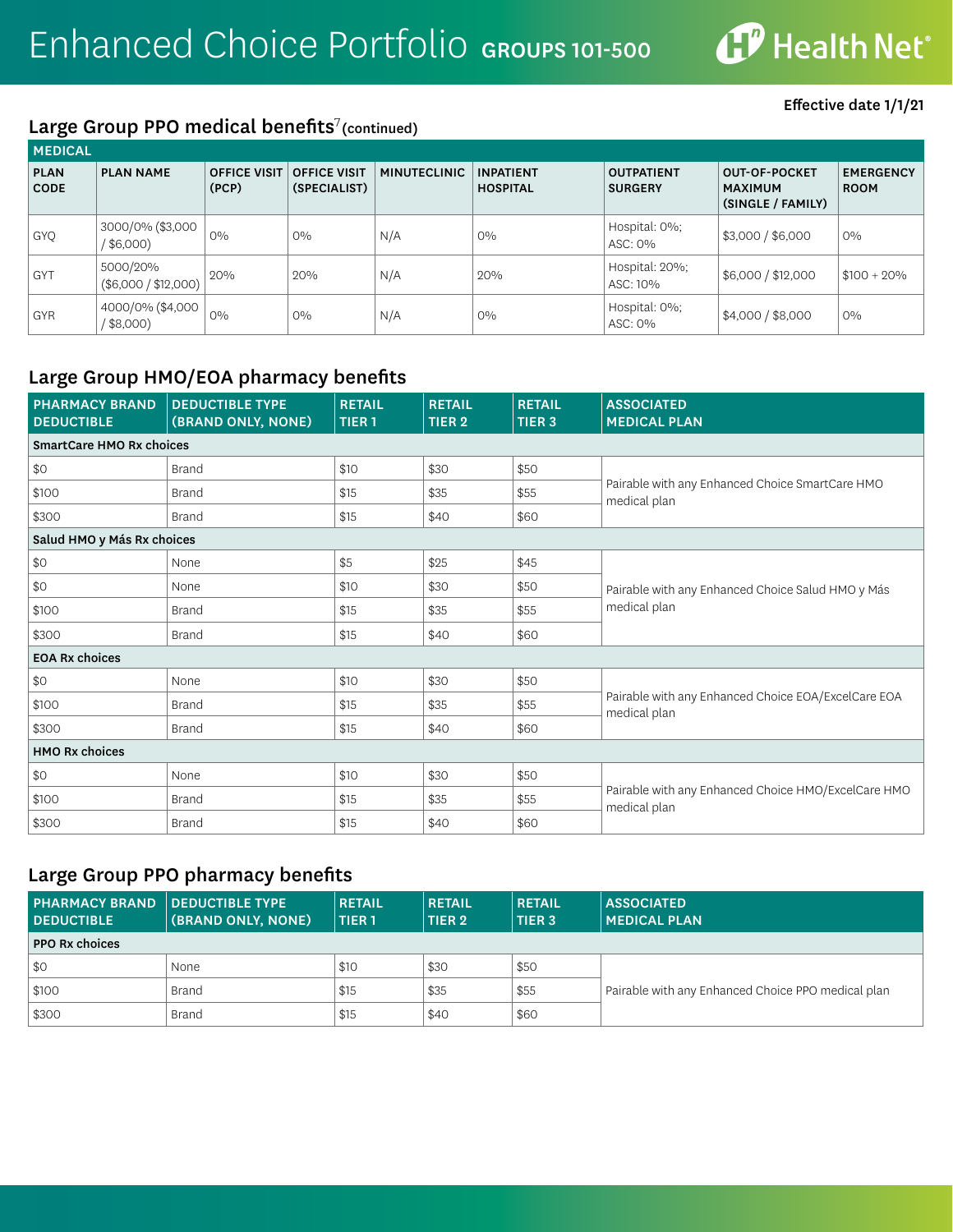# Enhanced Choice Portfolio GROUPS 101-500

Health Net®

**Effective date 1/1/21**

## Large Group PPO medical benefits[7] (continued)

| MEDICAL | | | | | | | | |
|---|---|---|---|---|---|---|---|---|
| **PLAN CODE** | **PLAN NAME** | **OFFICE VISIT (PCP)** | **OFFICE VISIT (SPECIALIST)** | **MINUTECLINIC** | **INPATIENT HOSPITAL** | **OUTPATIENT SURGERY** | **OUT-OF-POCKET MAXIMUM (SINGLE / FAMILY)** | **EMERGENCY ROOM** |
| GYQ | 3000/0% ($3,000 / $6,000) | 0% | 0% | N/A | 0% | Hospital: 0%; ASC: 0% | $3,000 / $6,000 | 0% |
| GYT | 5000/20% ($6,000 / $12,000) | 20% | 20% | N/A | 20% | Hospital: 20%; ASC: 10% | $6,000 / $12,000 | $100 + 20% |
| GYR | 4000/0% ($4,000 / $8,000) | 0% | 0% | N/A | 0% | Hospital: 0%; ASC: 0% | $4,000 / $8,000 | 0% |

## Large Group HMO/EOA pharmacy benefits

| PHARMACY BRAND DEDUCTIBLE | DEDUCTIBLE TYPE (BRAND ONLY, NONE) | RETAIL TIER 1 | RETAIL TIER 2 | RETAIL TIER 3 | ASSOCIATED MEDICAL PLAN |
|---|---|---|---|---|---|
| **SmartCare HMO Rx choices** | | | | | |
| $0 | Brand | $10 | $30 | $50 | Pairable with any Enhanced Choice SmartCare HMO medical plan |
| $100 | Brand | $15 | $35 | $55 | |
| $300 | Brand | $15 | $40 | $60 | |
| **Salud HMO y Más Rx choices** | | | | | |
| $0 | None | $5 | $25 | $45 | Pairable with any Enhanced Choice Salud HMO y Más medical plan |
| $0 | None | $10 | $30 | $50 | |
| $100 | Brand | $15 | $35 | $55 | |
| $300 | Brand | $15 | $40 | $60 | |
| **EOA Rx choices** | | | | | |
| $0 | None | $10 | $30 | $50 | Pairable with any Enhanced Choice EOA/ExcelCare EOA medical plan |
| $100 | Brand | $15 | $35 | $55 | |
| $300 | Brand | $15 | $40 | $60 | |
| **HMO Rx choices** | | | | | |
| $0 | None | $10 | $30 | $50 | Pairable with any Enhanced Choice HMO/ExcelCare HMO medical plan |
| $100 | Brand | $15 | $35 | $55 | |
| $300 | Brand | $15 | $40 | $60 | |

## Large Group PPO pharmacy benefits

| PHARMACY BRAND DEDUCTIBLE | DEDUCTIBLE TYPE (BRAND ONLY, NONE) | RETAIL TIER 1 | RETAIL TIER 2 | RETAIL TIER 3 | ASSOCIATED MEDICAL PLAN |
|---|---|---|---|---|---|
| **PPO Rx choices** | | | | | |
| $0 | None | $10 | $30 | $50 | Pairable with any Enhanced Choice PPO medical plan |
| $100 | Brand | $15 | $35 | $55 | |
| $300 | Brand | $15 | $40 | $60 | |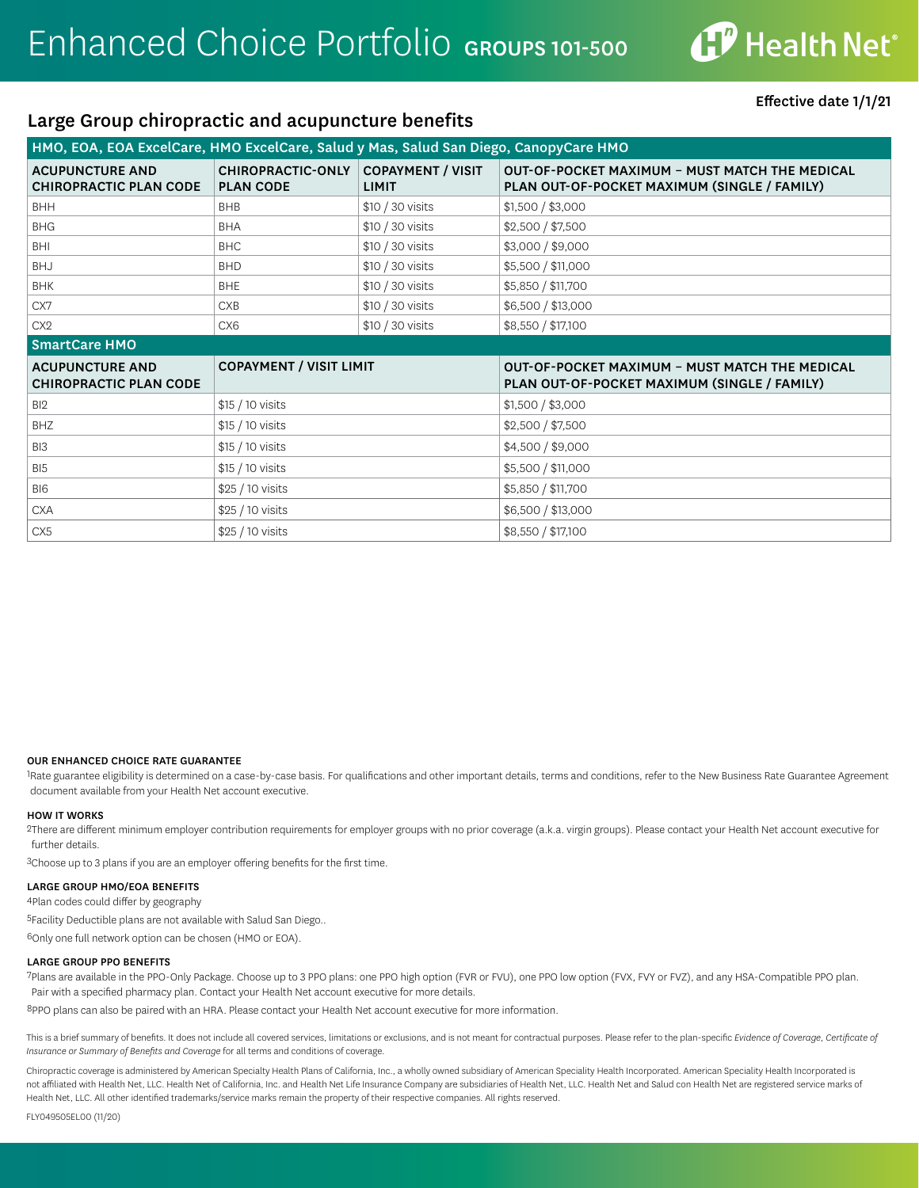# Enhanced Choice Portfolio GROUPS 101-500

Effective date 1/1/21

## Large Group chiropractic and acupuncture benefits

| HMO, EOA, EOA ExcelCare, HMO ExcelCare, Salud y Mas, Salud San Diego, CanopyCare HMO | | | |
|---|---|---|---|
| ACUPUNCTURE AND CHIROPRACTIC PLAN CODE | CHIROPRACTIC-ONLY PLAN CODE | COPAYMENT / VISIT LIMIT | OUT-OF-POCKET MAXIMUM – MUST MATCH THE MEDICAL PLAN OUT-OF-POCKET MAXIMUM (SINGLE / FAMILY) |
| BHH | BHB | $10 / 30 visits | $1,500 / $3,000 |
| BHG | BHA | $10 / 30 visits | $2,500 / $7,500 |
| BHI | BHC | $10 / 30 visits | $3,000 / $9,000 |
| BHJ | BHD | $10 / 30 visits | $5,500 / $11,000 |
| BHK | BHE | $10 / 30 visits | $5,850 / $11,700 |
| CX7 | CXB | $10 / 30 visits | $6,500 / $13,000 |
| CX2 | CX6 | $10 / 30 visits | $8,550 / $17,100 |

| SmartCare HMO | | |
|---|---|---|
| ACUPUNCTURE AND CHIROPRACTIC PLAN CODE | COPAYMENT / VISIT LIMIT | OUT-OF-POCKET MAXIMUM – MUST MATCH THE MEDICAL PLAN OUT-OF-POCKET MAXIMUM (SINGLE / FAMILY) |
| BI2 | $15 / 10 visits | $1,500 / $3,000 |
| BHZ | $15 / 10 visits | $2,500 / $7,500 |
| BI3 | $15 / 10 visits | $4,500 / $9,000 |
| BI5 | $15 / 10 visits | $5,500 / $11,000 |
| BI6 | $25 / 10 visits | $5,850 / $11,700 |
| CXA | $25 / 10 visits | $6,500 / $13,000 |
| CX5 | $25 / 10 visits | $8,550 / $17,100 |

#### OUR ENHANCED CHOICE RATE GUARANTEE

[1]Rate guarantee eligibility is determined on a case-by-case basis. For qualifications and other important details, terms and conditions, refer to the New Business Rate Guarantee Agreement document available from your Health Net account executive.

#### HOW IT WORKS

[2]There are different minimum employer contribution requirements for employer groups with no prior coverage (a.k.a. virgin groups). Please contact your Health Net account executive for further details.

[3]Choose up to 3 plans if you are an employer offering benefits for the first time.

#### LARGE GROUP HMO/EOA BENEFITS

[4]Plan codes could differ by geography

[5]Facility Deductible plans are not available with Salud San Diego..

[6]Only one full network option can be chosen (HMO or EOA).

#### LARGE GROUP PPO BENEFITS

[7]Plans are available in the PPO-Only Package. Choose up to 3 PPO plans: one PPO high option (FVR or FVU), one PPO low option (FVX, FVY or FVZ), and any HSA-Compatible PPO plan. Pair with a specified pharmacy plan. Contact your Health Net account executive for more details.

[8]PPO plans can also be paired with an HRA. Please contact your Health Net account executive for more information.

This is a brief summary of benefits. It does not include all covered services, limitations or exclusions, and is not meant for contractual purposes. Please refer to the plan-specific *Evidence of Coverage, Certificate of Insurance or Summary of Benefits and Coverage* for all terms and conditions of coverage.

Chiropractic coverage is administered by American Specialty Health Plans of California, Inc., a wholly owned subsidiary of American Speciality Health Incorporated. American Speciality Health Incorporated is not affiliated with Health Net, LLC. Health Net of California, Inc. and Health Net Life Insurance Company are subsidiaries of Health Net, LLC. Health Net and Salud con Health Net are registered service marks of Health Net, LLC. All other identified trademarks/service marks remain the property of their respective companies. All rights reserved.

FLY049505EL00 (11/20)